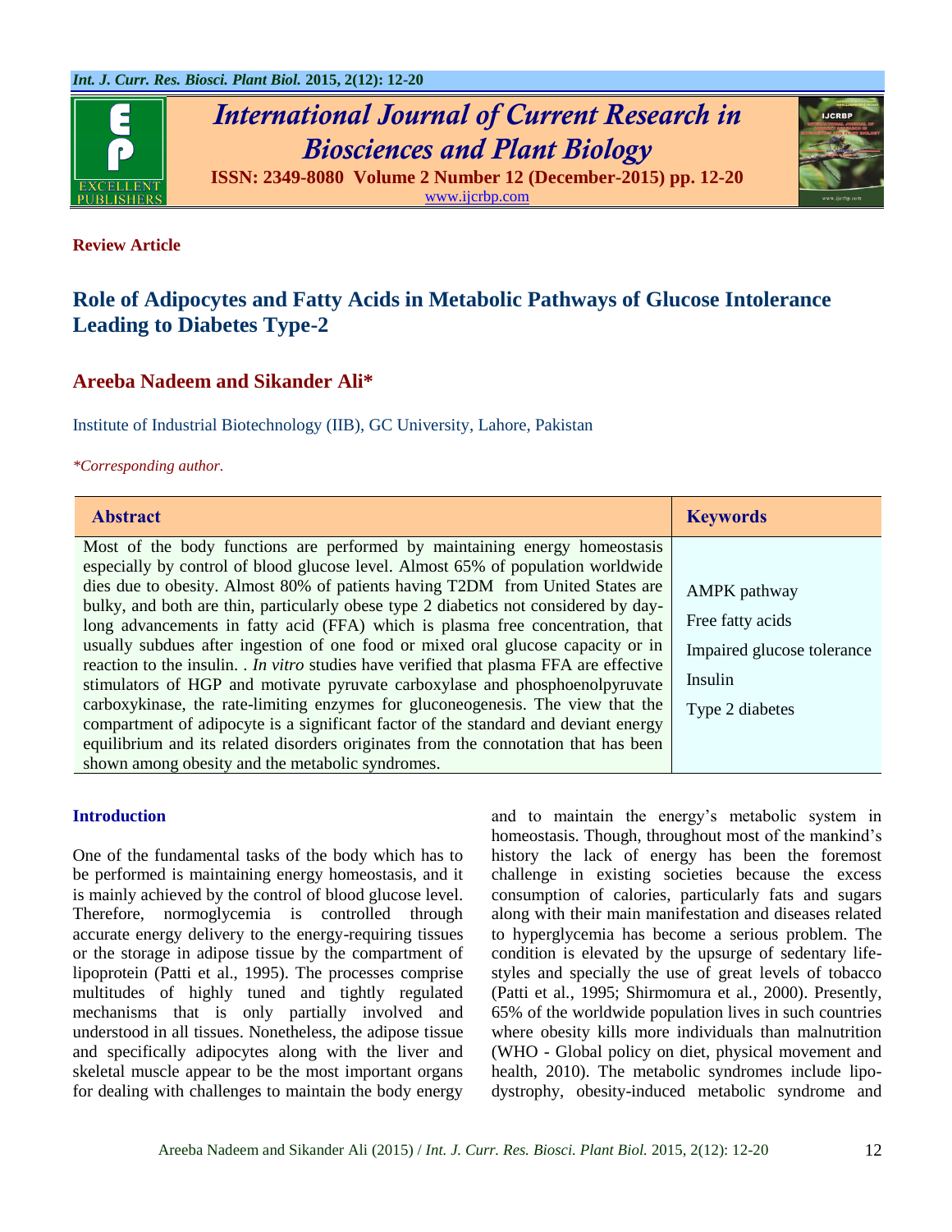**Review Article**

# Role of Adipocytes and Fatty Acids in Metabolic Pathways of Glucose Intolerance Leading to Diabetes Type-2

## Areeba Nadeem and Sikander Ali*

Institute of Industrial Biotechnology (IIB), GC University, Lahore, Pakistan

*\*Corresponding author.*

| Abstract | Keywords |
|---|---|
| Most of the body functions are performed by maintaining energy homeostasis especially by control of blood glucose level. Almost 65% of population worldwide dies due to obesity. Almost 80% of patients having T2DM from United States are bulky, and both are thin, particularly obese type 2 diabetics not considered by day-long advancements in fatty acid (FFA) which is plasma free concentration, that usually subdues after ingestion of one food or mixed oral glucose capacity or in reaction to the insulin. . *In vitro* studies have verified that plasma FFA are effective stimulators of HGP and motivate pyruvate carboxylase and phosphoenolpyruvate carboxykinase, the rate-limiting enzymes for gluconeogenesis. The view that the compartment of adipocyte is a significant factor of the standard and deviant energy equilibrium and its related disorders originates from the connotation that has been shown among obesity and the metabolic syndromes. | AMPK pathway<br>Free fatty acids<br>Impaired glucose tolerance<br>Insulin<br>Type 2 diabetes |

## Introduction

One of the fundamental tasks of the body which has to be performed is maintaining energy homeostasis, and it is mainly achieved by the control of blood glucose level. Therefore, normoglycemia is controlled through accurate energy delivery to the energy-requiring tissues or the storage in adipose tissue by the compartment of lipoprotein (Patti et al., 1995). The processes comprise multitudes of highly tuned and tightly regulated mechanisms that is only partially involved and understood in all tissues. Nonetheless, the adipose tissue and specifically adipocytes along with the liver and skeletal muscle appear to be the most important organs for dealing with challenges to maintain the body energy and to maintain the energy's metabolic system in homeostasis. Though, throughout most of the mankind's history the lack of energy has been the foremost challenge in existing societies because the excess consumption of calories, particularly fats and sugars along with their main manifestation and diseases related to hyperglycemia has become a serious problem. The condition is elevated by the upsurge of sedentary life-styles and specially the use of great levels of tobacco (Patti et al., 1995; Shirmomura et al., 2000). Presently, 65% of the worldwide population lives in such countries where obesity kills more individuals than malnutrition (WHO - Global policy on diet, physical movement and health, 2010). The metabolic syndromes include lipo-dystrophy, obesity-induced metabolic syndrome and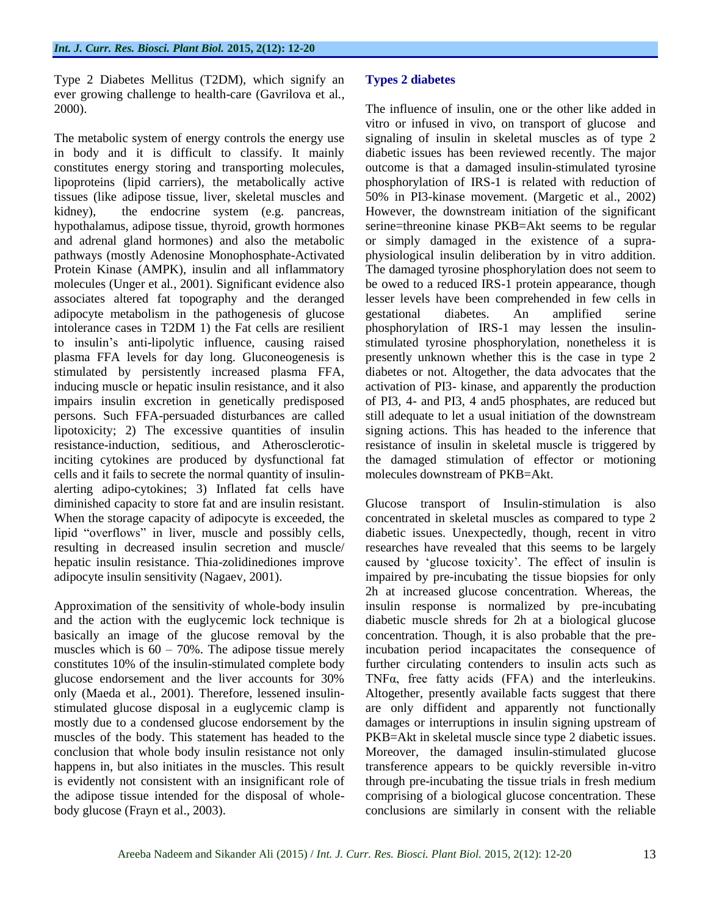Type 2 Diabetes Mellitus (T2DM), which signify an ever growing challenge to health-care (Gavrilova et al., 2000).

The metabolic system of energy controls the energy use in body and it is difficult to classify. It mainly constitutes energy storing and transporting molecules, lipoproteins (lipid carriers), the metabolically active tissues (like adipose tissue, liver, skeletal muscles and kidney), the endocrine system (e.g. pancreas, hypothalamus, adipose tissue, thyroid, growth hormones and adrenal gland hormones) and also the metabolic pathways (mostly Adenosine Monophosphate-Activated Protein Kinase (AMPK), insulin and all inflammatory molecules (Unger et al., 2001). Significant evidence also associates altered fat topography and the deranged adipocyte metabolism in the pathogenesis of glucose intolerance cases in T2DM 1) the Fat cells are resilient to insulin's anti-lipolytic influence, causing raised plasma FFA levels for day long. Gluconeogenesis is stimulated by persistently increased plasma FFA, inducing muscle or hepatic insulin resistance, and it also impairs insulin excretion in genetically predisposed persons. Such FFA-persuaded disturbances are called lipotoxicity; 2) The excessive quantities of insulin resistance-induction, seditious, and Atherosclerotic-inciting cytokines are produced by dysfunctional fat cells and it fails to secrete the normal quantity of insulin-alerting adipo-cytokines; 3) Inflated fat cells have diminished capacity to store fat and are insulin resistant. When the storage capacity of adipocyte is exceeded, the lipid "overflows" in liver, muscle and possibly cells, resulting in decreased insulin secretion and muscle/ hepatic insulin resistance. Thia-zolidinediones improve adipocyte insulin sensitivity (Nagaev, 2001).

Approximation of the sensitivity of whole-body insulin and the action with the euglycemic lock technique is basically an image of the glucose removal by the muscles which is 60 – 70%. The adipose tissue merely constitutes 10% of the insulin-stimulated complete body glucose endorsement and the liver accounts for 30% only (Maeda et al., 2001). Therefore, lessened insulin-stimulated glucose disposal in a euglycemic clamp is mostly due to a condensed glucose endorsement by the muscles of the body. This statement has headed to the conclusion that whole body insulin resistance not only happens in, but also initiates in the muscles. This result is evidently not consistent with an insignificant role of the adipose tissue intended for the disposal of whole-body glucose (Frayn et al., 2003).

## Types 2 diabetes

The influence of insulin, one or the other like added in vitro or infused in vivo, on transport of glucose and signaling of insulin in skeletal muscles as of type 2 diabetic issues has been reviewed recently. The major outcome is that a damaged insulin-stimulated tyrosine phosphorylation of IRS-1 is related with reduction of 50% in PI3-kinase movement. (Margetic et al., 2002) However, the downstream initiation of the significant serine=threonine kinase PKB=Akt seems to be regular or simply damaged in the existence of a supra-physiological insulin deliberation by in vitro addition. The damaged tyrosine phosphorylation does not seem to be owed to a reduced IRS-1 protein appearance, though lesser levels have been comprehended in few cells in gestational diabetes. An amplified serine phosphorylation of IRS-1 may lessen the insulin-stimulated tyrosine phosphorylation, nonetheless it is presently unknown whether this is the case in type 2 diabetes or not. Altogether, the data advocates that the activation of PI3- kinase, and apparently the production of PI3, 4- and PI3, 4 and5 phosphates, are reduced but still adequate to let a usual initiation of the downstream signing actions. This has headed to the inference that resistance of insulin in skeletal muscle is triggered by the damaged stimulation of effector or motioning molecules downstream of PKB=Akt.

Glucose transport of Insulin-stimulation is also concentrated in skeletal muscles as compared to type 2 diabetic issues. Unexpectedly, though, recent in vitro researches have revealed that this seems to be largely caused by 'glucose toxicity'. The effect of insulin is impaired by pre-incubating the tissue biopsies for only 2h at increased glucose concentration. Whereas, the insulin response is normalized by pre-incubating diabetic muscle shreds for 2h at a biological glucose concentration. Though, it is also probable that the pre-incubation period incapacitates the consequence of further circulating contenders to insulin acts such as TNFα, free fatty acids (FFA) and the interleukins. Altogether, presently available facts suggest that there are only diffident and apparently not functionally damages or interruptions in insulin signing upstream of PKB=Akt in skeletal muscle since type 2 diabetic issues. Moreover, the damaged insulin-stimulated glucose transference appears to be quickly reversible in-vitro through pre-incubating the tissue trials in fresh medium comprising of a biological glucose concentration. These conclusions are similarly in consent with the reliable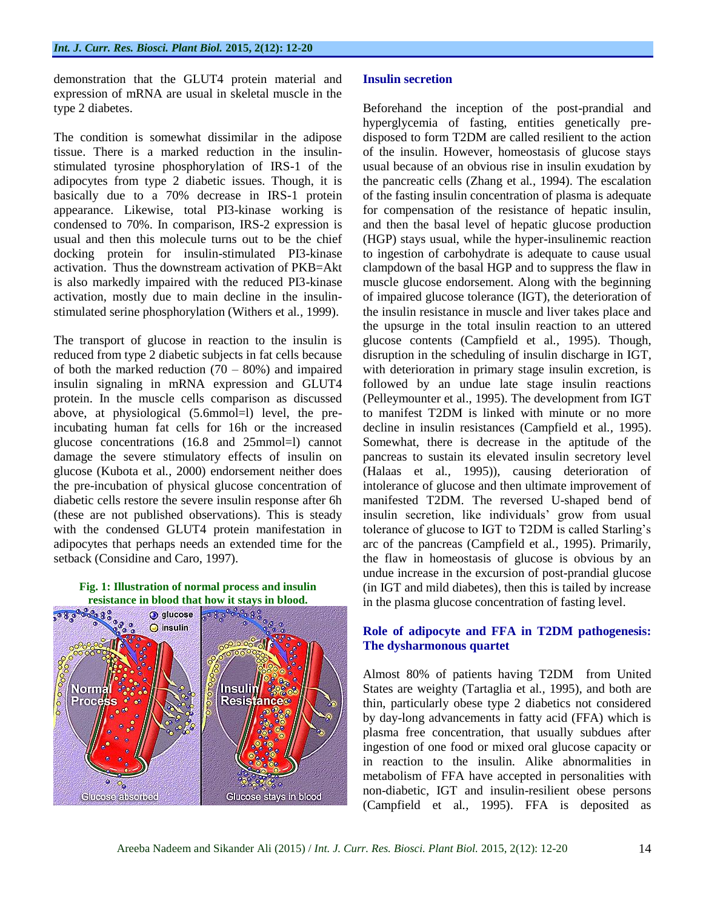demonstration that the GLUT4 protein material and expression of mRNA are usual in skeletal muscle in the type 2 diabetes.

The condition is somewhat dissimilar in the adipose tissue. There is a marked reduction in the insulin-stimulated tyrosine phosphorylation of IRS-1 of the adipocytes from type 2 diabetic issues. Though, it is basically due to a 70% decrease in IRS-1 protein appearance. Likewise, total PI3-kinase working is condensed to 70%. In comparison, IRS-2 expression is usual and then this molecule turns out to be the chief docking protein for insulin-stimulated PI3-kinase activation. Thus the downstream activation of PKB=Akt is also markedly impaired with the reduced PI3-kinase activation, mostly due to main decline in the insulin-stimulated serine phosphorylation (Withers et al., 1999).

The transport of glucose in reaction to the insulin is reduced from type 2 diabetic subjects in fat cells because of both the marked reduction (70 – 80%) and impaired insulin signaling in mRNA expression and GLUT4 protein. In the muscle cells comparison as discussed above, at physiological (5.6mmol=l) level, the pre-incubating human fat cells for 16h or the increased glucose concentrations (16.8 and 25mmol=l) cannot damage the severe stimulatory effects of insulin on glucose (Kubota et al., 2000) endorsement neither does the pre-incubation of physical glucose concentration of diabetic cells restore the severe insulin response after 6h (these are not published observations). This is steady with the condensed GLUT4 protein manifestation in adipocytes that perhaps needs an extended time for the setback (Considine and Caro, 1997).

**Fig. 1: Illustration of normal process and insulin resistance in blood that how it stays in blood.**

### Insulin secretion

Beforehand the inception of the post-prandial and hyperglycemia of fasting, entities genetically pre-disposed to form T2DM are called resilient to the action of the insulin. However, homeostasis of glucose stays usual because of an obvious rise in insulin exudation by the pancreatic cells (Zhang et al., 1994). The escalation of the fasting insulin concentration of plasma is adequate for compensation of the resistance of hepatic insulin, and then the basal level of hepatic glucose production (HGP) stays usual, while the hyper-insulinemic reaction to ingestion of carbohydrate is adequate to cause usual clampdown of the basal HGP and to suppress the flaw in muscle glucose endorsement. Along with the beginning of impaired glucose tolerance (IGT), the deterioration of the insulin resistance in muscle and liver takes place and the upsurge in the total insulin reaction to an uttered glucose contents (Campfield et al., 1995). Though, disruption in the scheduling of insulin discharge in IGT, with deterioration in primary stage insulin excretion, is followed by an undue late stage insulin reactions (Pelleymounter et al., 1995). The development from IGT to manifest T2DM is linked with minute or no more decline in insulin resistances (Campfield et al., 1995). Somewhat, there is decrease in the aptitude of the pancreas to sustain its elevated insulin secretory level (Halaas et al., 1995)), causing deterioration of intolerance of glucose and then ultimate improvement of manifested T2DM. The reversed U-shaped bend of insulin secretion, like individuals' grow from usual tolerance of glucose to IGT to T2DM is called Starling's arc of the pancreas (Campfield et al., 1995). Primarily, the flaw in homeostasis of glucose is obvious by an undue increase in the excursion of post-prandial glucose (in IGT and mild diabetes), then this is tailed by increase in the plasma glucose concentration of fasting level.

### Role of adipocyte and FFA in T2DM pathogenesis: The dysharmonous quartet

Almost 80% of patients having T2DM from United States are weighty (Tartaglia et al., 1995), and both are thin, particularly obese type 2 diabetics not considered by day-long advancements in fatty acid (FFA) which is plasma free concentration, that usually subdues after ingestion of one food or mixed oral glucose capacity or in reaction to the insulin. Alike abnormalities in metabolism of FFA have accepted in personalities with non-diabetic, IGT and insulin-resilient obese persons (Campfield et al., 1995). FFA is deposited as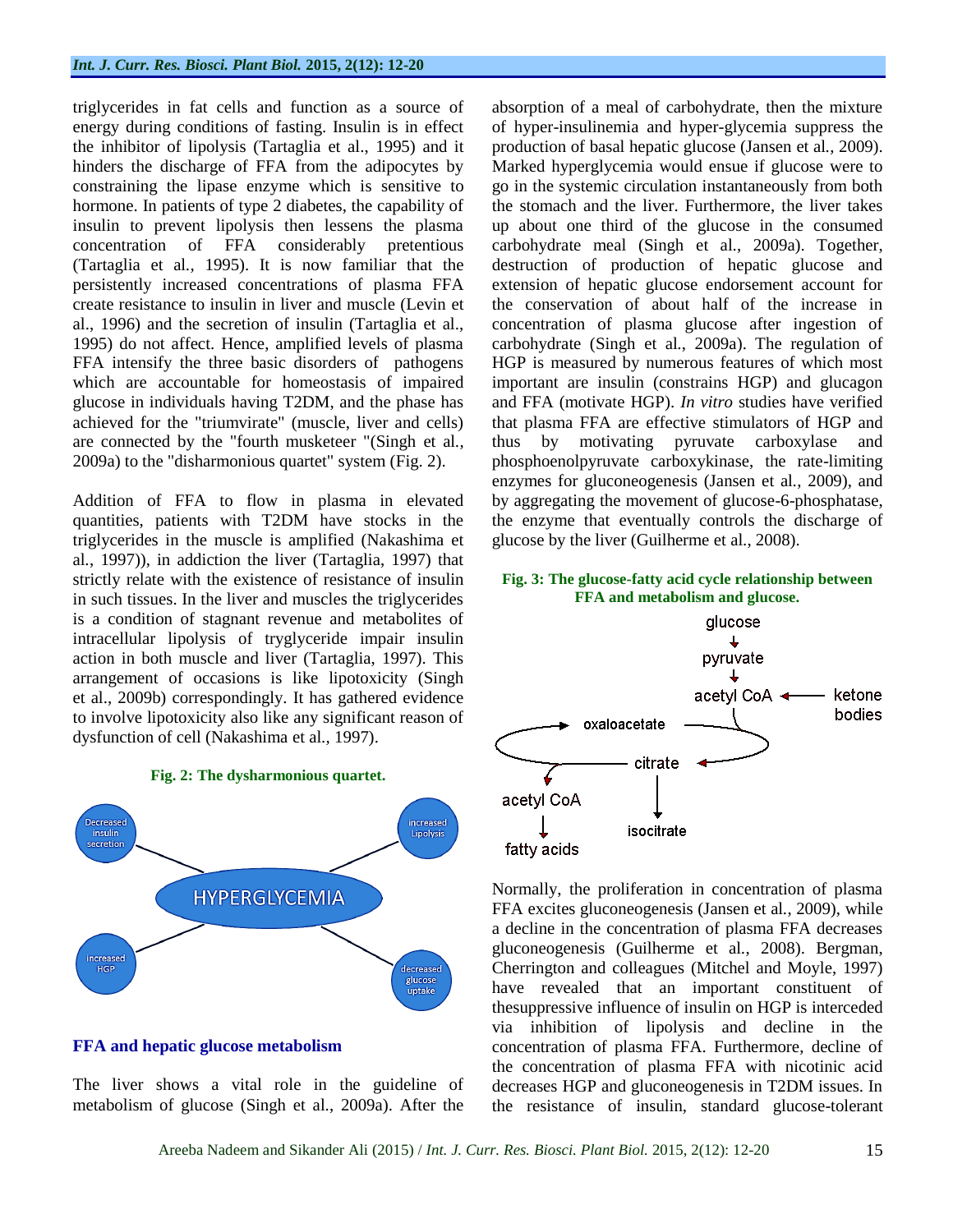triglycerides in fat cells and function as a source of energy during conditions of fasting. Insulin is in effect the inhibitor of lipolysis (Tartaglia et al., 1995) and it hinders the discharge of FFA from the adipocytes by constraining the lipase enzyme which is sensitive to hormone. In patients of type 2 diabetes, the capability of insulin to prevent lipolysis then lessens the plasma concentration of FFA considerably pretentious (Tartaglia et al., 1995). It is now familiar that the persistently increased concentrations of plasma FFA create resistance to insulin in liver and muscle (Levin et al., 1996) and the secretion of insulin (Tartaglia et al., 1995) do not affect. Hence, amplified levels of plasma FFA intensify the three basic disorders of pathogens which are accountable for homeostasis of impaired glucose in individuals having T2DM, and the phase has achieved for the "triumvirate" (muscle, liver and cells) are connected by the "fourth musketeer "(Singh et al., 2009a) to the "disharmonious quartet" system (Fig. 2).

Addition of FFA to flow in plasma in elevated quantities, patients with T2DM have stocks in the triglycerides in the muscle is amplified (Nakashima et al., 1997)), in addiction the liver (Tartaglia, 1997) that strictly relate with the existence of resistance of insulin in such tissues. In the liver and muscles the triglycerides is a condition of stagnant revenue and metabolites of intracellular lipolysis of tryglyceride impair insulin action in both muscle and liver (Tartaglia, 1997). This arrangement of occasions is like lipotoxicity (Singh et al., 2009b) correspondingly. It has gathered evidence to involve lipotoxicity also like any significant reason of dysfunction of cell (Nakashima et al., 1997).

**Fig. 2: The dysharmonious quartet.**

## FFA and hepatic glucose metabolism

The liver shows a vital role in the guideline of metabolism of glucose (Singh et al., 2009a). After the absorption of a meal of carbohydrate, then the mixture of hyper-insulinemia and hyper-glycemia suppress the production of basal hepatic glucose (Jansen et al., 2009). Marked hyperglycemia would ensue if glucose were to go in the systemic circulation instantaneously from both the stomach and the liver. Furthermore, the liver takes up about one third of the glucose in the consumed carbohydrate meal (Singh et al., 2009a). Together, destruction of production of hepatic glucose and extension of hepatic glucose endorsement account for the conservation of about half of the increase in concentration of plasma glucose after ingestion of carbohydrate (Singh et al., 2009a). The regulation of HGP is measured by numerous features of which most important are insulin (constrains HGP) and glucagon and FFA (motivate HGP). *In vitro* studies have verified that plasma FFA are effective stimulators of HGP and thus by motivating pyruvate carboxylase and phosphoenolpyruvate carboxykinase, the rate-limiting enzymes for gluconeogenesis (Jansen et al., 2009), and by aggregating the movement of glucose-6-phosphatase, the enzyme that eventually controls the discharge of glucose by the liver (Guilherme et al., 2008).

**Fig. 3: The glucose-fatty acid cycle relationship between FFA and metabolism and glucose.**

Normally, the proliferation in concentration of plasma FFA excites gluconeogenesis (Jansen et al., 2009), while a decline in the concentration of plasma FFA decreases gluconeogenesis (Guilherme et al., 2008). Bergman, Cherrington and colleagues (Mitchel and Moyle, 1997) have revealed that an important constituent of thesuppressive influence of insulin on HGP is interceded via inhibition of lipolysis and decline in the concentration of plasma FFA. Furthermore, decline of the concentration of plasma FFA with nicotinic acid decreases HGP and gluconeogenesis in T2DM issues. In the resistance of insulin, standard glucose-tolerant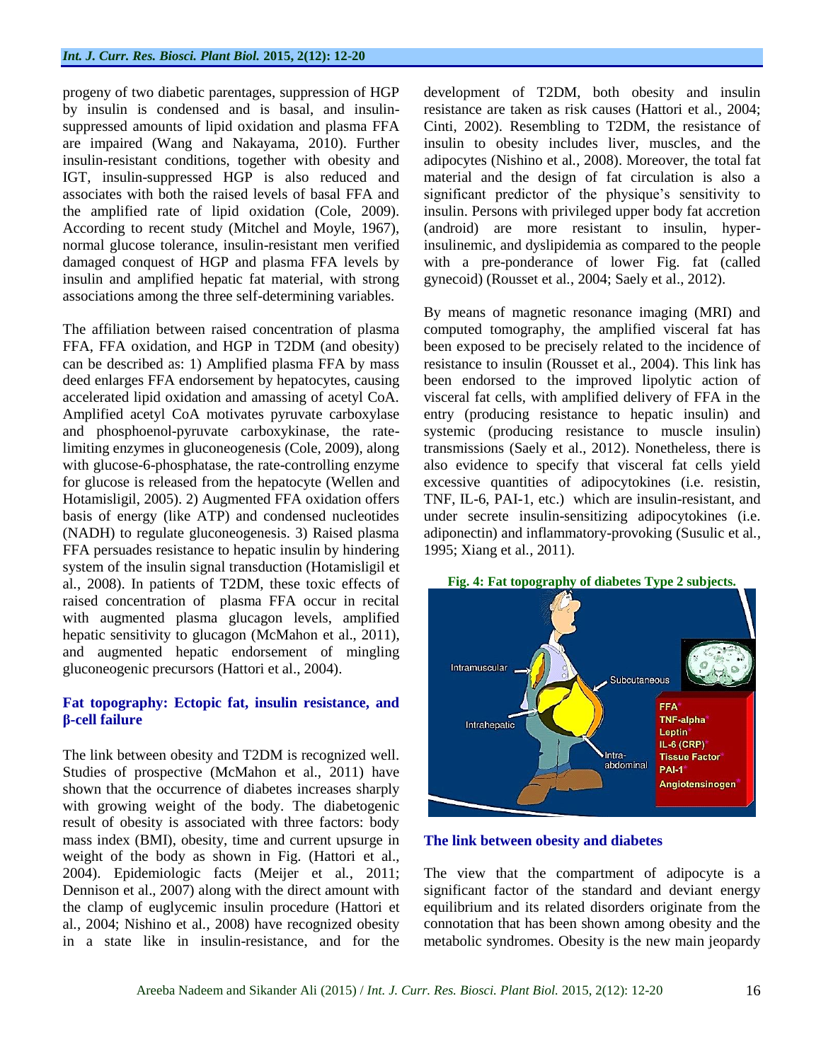progeny of two diabetic parentages, suppression of HGP by insulin is condensed and is basal, and insulin-suppressed amounts of lipid oxidation and plasma FFA are impaired (Wang and Nakayama, 2010). Further insulin-resistant conditions, together with obesity and IGT, insulin-suppressed HGP is also reduced and associates with both the raised levels of basal FFA and the amplified rate of lipid oxidation (Cole, 2009). According to recent study (Mitchel and Moyle, 1967), normal glucose tolerance, insulin-resistant men verified damaged conquest of HGP and plasma FFA levels by insulin and amplified hepatic fat material, with strong associations among the three self-determining variables.

The affiliation between raised concentration of plasma FFA, FFA oxidation, and HGP in T2DM (and obesity) can be described as: 1) Amplified plasma FFA by mass deed enlarges FFA endorsement by hepatocytes, causing accelerated lipid oxidation and amassing of acetyl CoA. Amplified acetyl CoA motivates pyruvate carboxylase and phosphoenol-pyruvate carboxykinase, the rate-limiting enzymes in gluconeogenesis (Cole, 2009), along with glucose-6-phosphatase, the rate-controlling enzyme for glucose is released from the hepatocyte (Wellen and Hotamisligil, 2005). 2) Augmented FFA oxidation offers basis of energy (like ATP) and condensed nucleotides (NADH) to regulate gluconeogenesis. 3) Raised plasma FFA persuades resistance to hepatic insulin by hindering system of the insulin signal transduction (Hotamisligil et al., 2008). In patients of T2DM, these toxic effects of raised concentration of plasma FFA occur in recital with augmented plasma glucagon levels, amplified hepatic sensitivity to glucagon (McMahon et al., 2011), and augmented hepatic endorsement of mingling gluconeogenic precursors (Hattori et al., 2004).

## Fat topography: Ectopic fat, insulin resistance, and β-cell failure

The link between obesity and T2DM is recognized well. Studies of prospective (McMahon et al., 2011) have shown that the occurrence of diabetes increases sharply with growing weight of the body. The diabetogenic result of obesity is associated with three factors: body mass index (BMI), obesity, time and current upsurge in weight of the body as shown in Fig. (Hattori et al., 2004). Epidemiologic facts (Meijer et al., 2011; Dennison et al., 2007) along with the direct amount with the clamp of euglycemic insulin procedure (Hattori et al., 2004; Nishino et al., 2008) have recognized obesity in a state like in insulin-resistance, and for the development of T2DM, both obesity and insulin resistance are taken as risk causes (Hattori et al., 2004; Cinti, 2002). Resembling to T2DM, the resistance of insulin to obesity includes liver, muscles, and the adipocytes (Nishino et al., 2008). Moreover, the total fat material and the design of fat circulation is also a significant predictor of the physique's sensitivity to insulin. Persons with privileged upper body fat accretion (android) are more resistant to insulin, hyper-insulinemic, and dyslipidemia as compared to the people with a pre-ponderance of lower Fig. fat (called gynecoid) (Rousset et al., 2004; Saely et al., 2012).

By means of magnetic resonance imaging (MRI) and computed tomography, the amplified visceral fat has been exposed to be precisely related to the incidence of resistance to insulin (Rousset et al., 2004). This link has been endorsed to the improved lipolytic action of visceral fat cells, with amplified delivery of FFA in the entry (producing resistance to hepatic insulin) and systemic (producing resistance to muscle insulin) transmissions (Saely et al., 2012). Nonetheless, there is also evidence to specify that visceral fat cells yield excessive quantities of adipocytokines (i.e. resistin, TNF, IL-6, PAI-1, etc.) which are insulin-resistant, and under secrete insulin-sensitizing adipocytokines (i.e. adiponectin) and inflammatory-provoking (Susulic et al., 1995; Xiang et al., 2011).

**Fig. 4: Fat topography of diabetes Type 2 subjects.**

## The link between obesity and diabetes

The view that the compartment of adipocyte is a significant factor of the standard and deviant energy equilibrium and its related disorders originate from the connotation that has been shown among obesity and the metabolic syndromes. Obesity is the new main jeopardy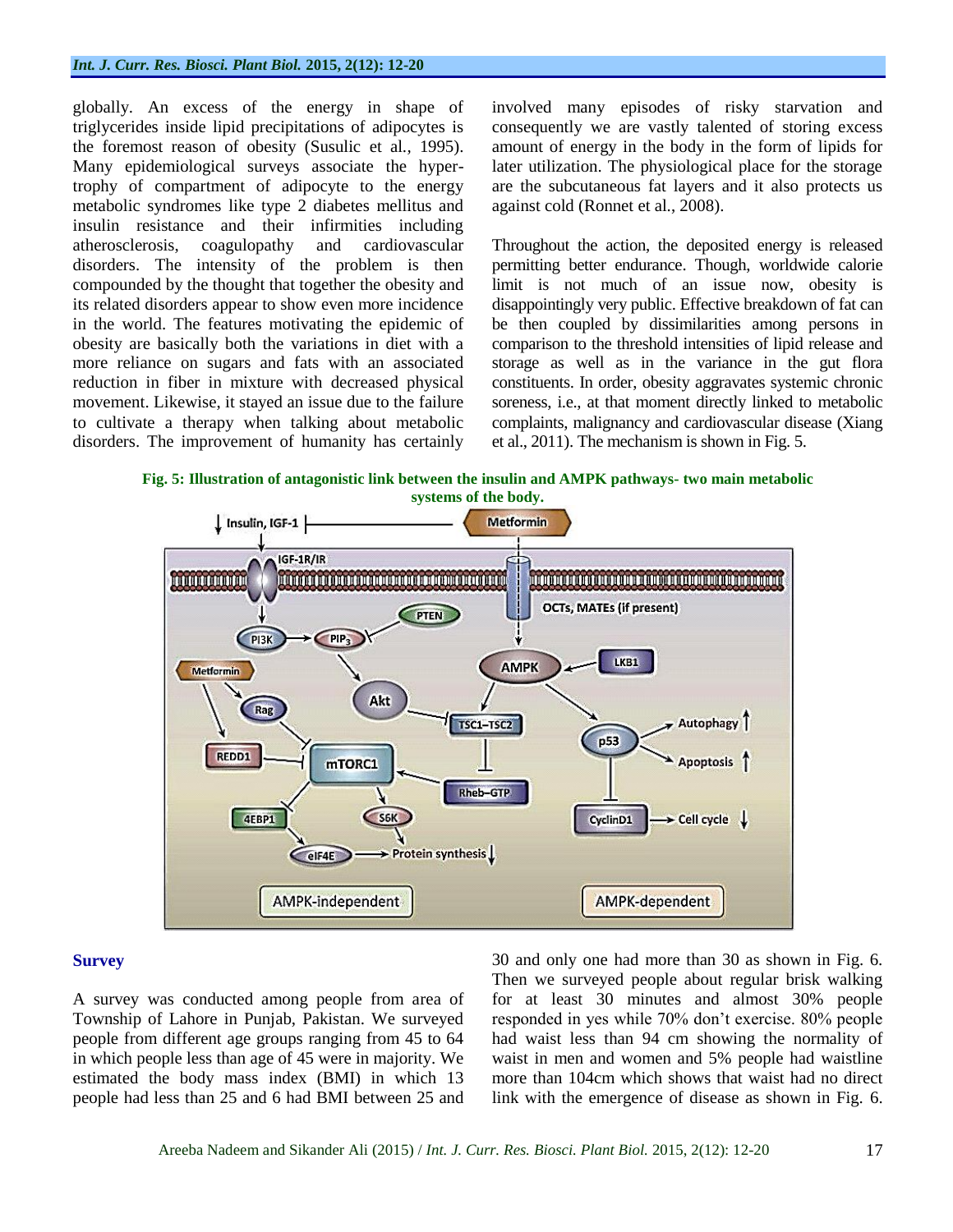globally. An excess of the energy in shape of triglycerides inside lipid precipitations of adipocytes is the foremost reason of obesity (Susulic et al., 1995). Many epidemiological surveys associate the hypertrophy of compartment of adipocyte to the energy metabolic syndromes like type 2 diabetes mellitus and insulin resistance and their infirmities including atherosclerosis, coagulopathy and cardiovascular disorders. The intensity of the problem is then compounded by the thought that together the obesity and its related disorders appear to show even more incidence in the world. The features motivating the epidemic of obesity are basically both the variations in diet with a more reliance on sugars and fats with an associated reduction in fiber in mixture with decreased physical movement. Likewise, it stayed an issue due to the failure to cultivate a therapy when talking about metabolic disorders. The improvement of humanity has certainly involved many episodes of risky starvation and consequently we are vastly talented of storing excess amount of energy in the body in the form of lipids for later utilization. The physiological place for the storage are the subcutaneous fat layers and it also protects us against cold (Ronnet et al., 2008).

Throughout the action, the deposited energy is released permitting better endurance. Though, worldwide calorie limit is not much of an issue now, obesity is disappointingly very public. Effective breakdown of fat can be then coupled by dissimilarities among persons in comparison to the threshold intensities of lipid release and storage as well as in the variance in the gut flora constituents. In order, obesity aggravates systemic chronic soreness, i.e., at that moment directly linked to metabolic complaints, malignancy and cardiovascular disease (Xiang et al., 2011). The mechanism is shown in Fig. 5.

**Fig. 5: Illustration of antagonistic link between the insulin and AMPK pathways- two main metabolic systems of the body.**

## Survey

A survey was conducted among people from area of Township of Lahore in Punjab, Pakistan. We surveyed people from different age groups ranging from 45 to 64 in which people less than age of 45 were in majority. We estimated the body mass index (BMI) in which 13 people had less than 25 and 6 had BMI between 25 and 30 and only one had more than 30 as shown in Fig. 6. Then we surveyed people about regular brisk walking for at least 30 minutes and almost 30% people responded in yes while 70% don't exercise. 80% people had waist less than 94 cm showing the normality of waist in men and women and 5% people had waistline more than 104cm which shows that waist had no direct link with the emergence of disease as shown in Fig. 6.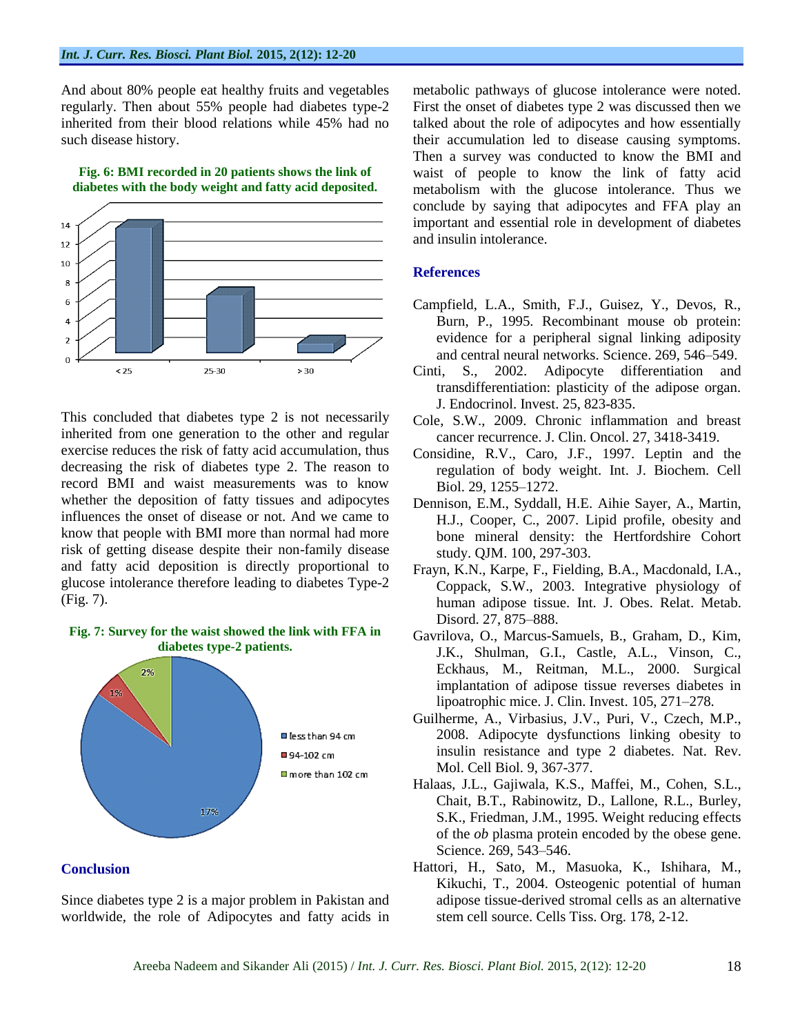And about 80% people eat healthy fruits and vegetables regularly. Then about 55% people had diabetes type-2 inherited from their blood relations while 45% had no such disease history.

**Fig. 6: BMI recorded in 20 patients shows the link of diabetes with the body weight and fatty acid deposited.**

This concluded that diabetes type 2 is not necessarily inherited from one generation to the other and regular exercise reduces the risk of fatty acid accumulation, thus decreasing the risk of diabetes type 2. The reason to record BMI and waist measurements was to know whether the deposition of fatty tissues and adipocytes influences the onset of disease or not. And we came to know that people with BMI more than normal had more risk of getting disease despite their non-family disease and fatty acid deposition is directly proportional to glucose intolerance therefore leading to diabetes Type-2 (Fig. 7).

**Fig. 7: Survey for the waist showed the link with FFA in diabetes type-2 patients.**

## Conclusion

Since diabetes type 2 is a major problem in Pakistan and worldwide, the role of Adipocytes and fatty acids in metabolic pathways of glucose intolerance were noted. First the onset of diabetes type 2 was discussed then we talked about the role of adipocytes and how essentially their accumulation led to disease causing symptoms. Then a survey was conducted to know the BMI and waist of people to know the link of fatty acid metabolism with the glucose intolerance. Thus we conclude by saying that adipocytes and FFA play an important and essential role in development of diabetes and insulin intolerance.

## References

Campfield, L.A., Smith, F.J., Guisez, Y., Devos, R., Burn, P., 1995. Recombinant mouse ob protein: evidence for a peripheral signal linking adiposity and central neural networks. Science. 269, 546–549.

Cinti, S., 2002. Adipocyte differentiation and transdifferentiation: plasticity of the adipose organ. J. Endocrinol. Invest. 25, 823-835.

Cole, S.W., 2009. Chronic inflammation and breast cancer recurrence. J. Clin. Oncol. 27, 3418-3419.

Considine, R.V., Caro, J.F., 1997. Leptin and the regulation of body weight. Int. J. Biochem. Cell Biol. 29, 1255–1272.

Dennison, E.M., Syddall, H.E. Aihie Sayer, A., Martin, H.J., Cooper, C., 2007. Lipid profile, obesity and bone mineral density: the Hertfordshire Cohort study. QJM. 100, 297-303.

Frayn, K.N., Karpe, F., Fielding, B.A., Macdonald, I.A., Coppack, S.W., 2003. Integrative physiology of human adipose tissue. Int. J. Obes. Relat. Metab. Disord. 27, 875–888.

Gavrilova, O., Marcus-Samuels, B., Graham, D., Kim, J.K., Shulman, G.I., Castle, A.L., Vinson, C., Eckhaus, M., Reitman, M.L., 2000. Surgical implantation of adipose tissue reverses diabetes in lipoatrophic mice. J. Clin. Invest. 105, 271–278.

Guilherme, A., Virbasius, J.V., Puri, V., Czech, M.P., 2008. Adipocyte dysfunctions linking obesity to insulin resistance and type 2 diabetes. Nat. Rev. Mol. Cell Biol. 9, 367-377.

Halaas, J.L., Gajiwala, K.S., Maffei, M., Cohen, S.L., Chait, B.T., Rabinowitz, D., Lallone, R.L., Burley, S.K., Friedman, J.M., 1995. Weight reducing effects of the *ob* plasma protein encoded by the obese gene. Science. 269, 543–546.

Hattori, H., Sato, M., Masuoka, K., Ishihara, M., Kikuchi, T., 2004. Osteogenic potential of human adipose tissue-derived stromal cells as an alternative stem cell source. Cells Tiss. Org. 178, 2-12.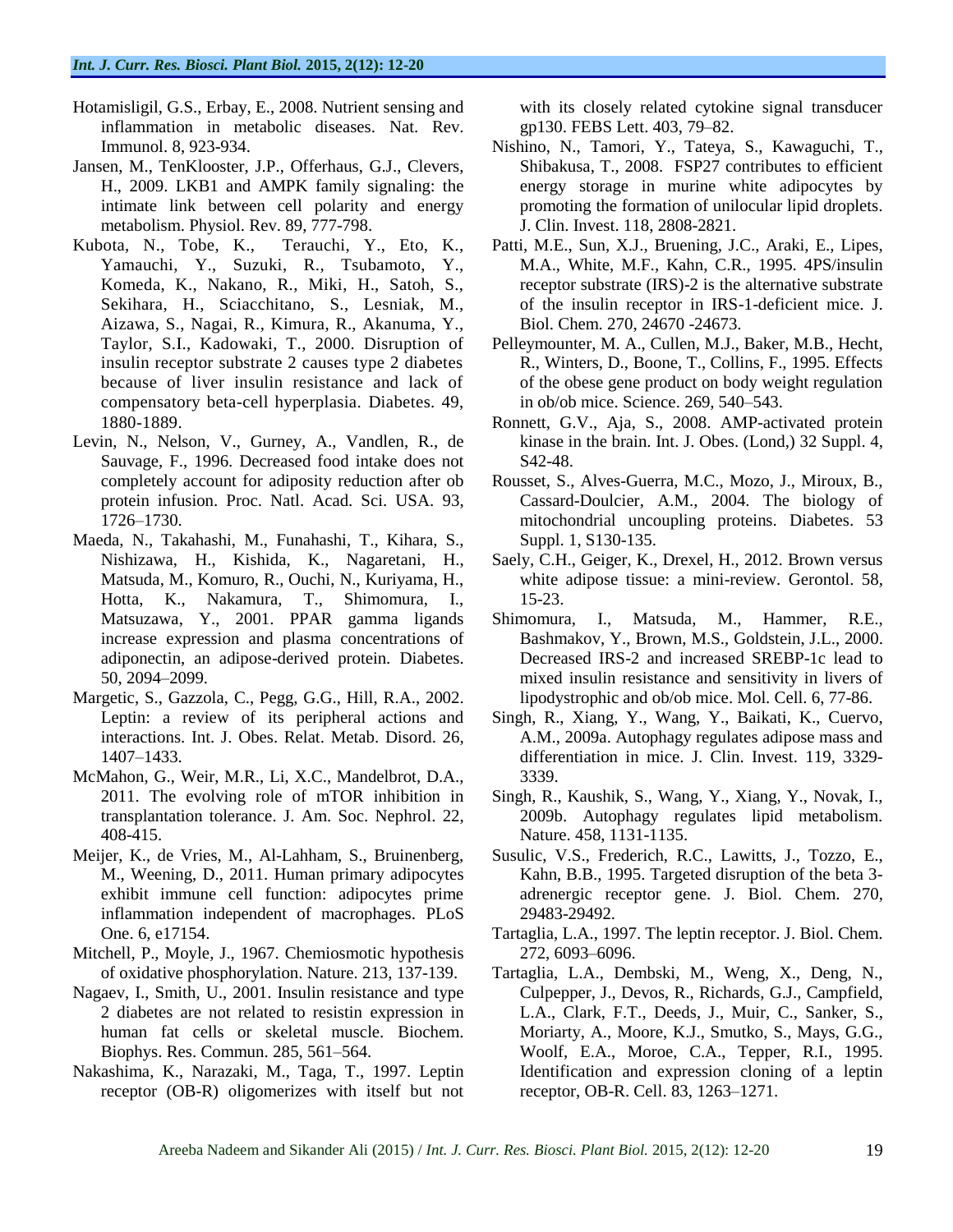Hotamisligil, G.S., Erbay, E., 2008. Nutrient sensing and inflammation in metabolic diseases. Nat. Rev. Immunol. 8, 923-934.

Jansen, M., TenKlooster, J.P., Offerhaus, G.J., Clevers, H., 2009. LKB1 and AMPK family signaling: the intimate link between cell polarity and energy metabolism. Physiol. Rev. 89, 777-798.

Kubota, N., Tobe, K., Terauchi, Y., Eto, K., Yamauchi, Y., Suzuki, R., Tsubamoto, Y., Komeda, K., Nakano, R., Miki, H., Satoh, S., Sekihara, H., Sciacchitano, S., Lesniak, M., Aizawa, S., Nagai, R., Kimura, R., Akanuma, Y., Taylor, S.I., Kadowaki, T., 2000. Disruption of insulin receptor substrate 2 causes type 2 diabetes because of liver insulin resistance and lack of compensatory beta-cell hyperplasia. Diabetes. 49, 1880-1889.

Levin, N., Nelson, V., Gurney, A., Vandlen, R., de Sauvage, F., 1996. Decreased food intake does not completely account for adiposity reduction after ob protein infusion. Proc. Natl. Acad. Sci. USA. 93, 1726–1730.

Maeda, N., Takahashi, M., Funahashi, T., Kihara, S., Nishizawa, H., Kishida, K., Nagaretani, H., Matsuda, M., Komuro, R., Ouchi, N., Kuriyama, H., Hotta, K., Nakamura, T., Shimomura, I., Matsuzawa, Y., 2001. PPAR gamma ligands increase expression and plasma concentrations of adiponectin, an adipose-derived protein. Diabetes. 50, 2094–2099.

Margetic, S., Gazzola, C., Pegg, G.G., Hill, R.A., 2002. Leptin: a review of its peripheral actions and interactions. Int. J. Obes. Relat. Metab. Disord. 26, 1407–1433.

McMahon, G., Weir, M.R., Li, X.C., Mandelbrot, D.A., 2011. The evolving role of mTOR inhibition in transplantation tolerance. J. Am. Soc. Nephrol. 22, 408-415.

Meijer, K., de Vries, M., Al-Lahham, S., Bruinenberg, M., Weening, D., 2011. Human primary adipocytes exhibit immune cell function: adipocytes prime inflammation independent of macrophages. PLoS One. 6, e17154.

Mitchell, P., Moyle, J., 1967. Chemiosmotic hypothesis of oxidative phosphorylation. Nature. 213, 137-139.

Nagaev, I., Smith, U., 2001. Insulin resistance and type 2 diabetes are not related to resistin expression in human fat cells or skeletal muscle. Biochem. Biophys. Res. Commun. 285, 561–564.

Nakashima, K., Narazaki, M., Taga, T., 1997. Leptin receptor (OB-R) oligomerizes with itself but not with its closely related cytokine signal transducer gp130. FEBS Lett. 403, 79–82.

Nishino, N., Tamori, Y., Tateya, S., Kawaguchi, T., Shibakusa, T., 2008. FSP27 contributes to efficient energy storage in murine white adipocytes by promoting the formation of unilocular lipid droplets. J. Clin. Invest. 118, 2808-2821.

Patti, M.E., Sun, X.J., Bruening, J.C., Araki, E., Lipes, M.A., White, M.F., Kahn, C.R., 1995. 4PS/insulin receptor substrate (IRS)-2 is the alternative substrate of the insulin receptor in IRS-1-deficient mice. J. Biol. Chem. 270, 24670 -24673.

Pelleymounter, M. A., Cullen, M.J., Baker, M.B., Hecht, R., Winters, D., Boone, T., Collins, F., 1995. Effects of the obese gene product on body weight regulation in ob/ob mice. Science. 269, 540–543.

Ronnett, G.V., Aja, S., 2008. AMP-activated protein kinase in the brain. Int. J. Obes. (Lond,) 32 Suppl. 4, S42-48.

Rousset, S., Alves-Guerra, M.C., Mozo, J., Miroux, B., Cassard-Doulcier, A.M., 2004. The biology of mitochondrial uncoupling proteins. Diabetes. 53 Suppl. 1, S130-135.

Saely, C.H., Geiger, K., Drexel, H., 2012. Brown versus white adipose tissue: a mini-review. Gerontol. 58, 15-23.

Shimomura, I., Matsuda, M., Hammer, R.E., Bashmakov, Y., Brown, M.S., Goldstein, J.L., 2000. Decreased IRS-2 and increased SREBP-1c lead to mixed insulin resistance and sensitivity in livers of lipodystrophic and ob/ob mice. Mol. Cell. 6, 77-86.

Singh, R., Xiang, Y., Wang, Y., Baikati, K., Cuervo, A.M., 2009a. Autophagy regulates adipose mass and differentiation in mice. J. Clin. Invest. 119, 3329-3339.

Singh, R., Kaushik, S., Wang, Y., Xiang, Y., Novak, I., 2009b. Autophagy regulates lipid metabolism. Nature. 458, 1131-1135.

Susulic, V.S., Frederich, R.C., Lawitts, J., Tozzo, E., Kahn, B.B., 1995. Targeted disruption of the beta 3-adrenergic receptor gene. J. Biol. Chem. 270, 29483-29492.

Tartaglia, L.A., 1997. The leptin receptor. J. Biol. Chem. 272, 6093–6096.

Tartaglia, L.A., Dembski, M., Weng, X., Deng, N., Culpepper, J., Devos, R., Richards, G.J., Campfield, L.A., Clark, F.T., Deeds, J., Muir, C., Sanker, S., Moriarty, A., Moore, K.J., Smutko, S., Mays, G.G., Woolf, E.A., Moroe, C.A., Tepper, R.I., 1995. Identification and expression cloning of a leptin receptor, OB-R. Cell. 83, 1263–1271.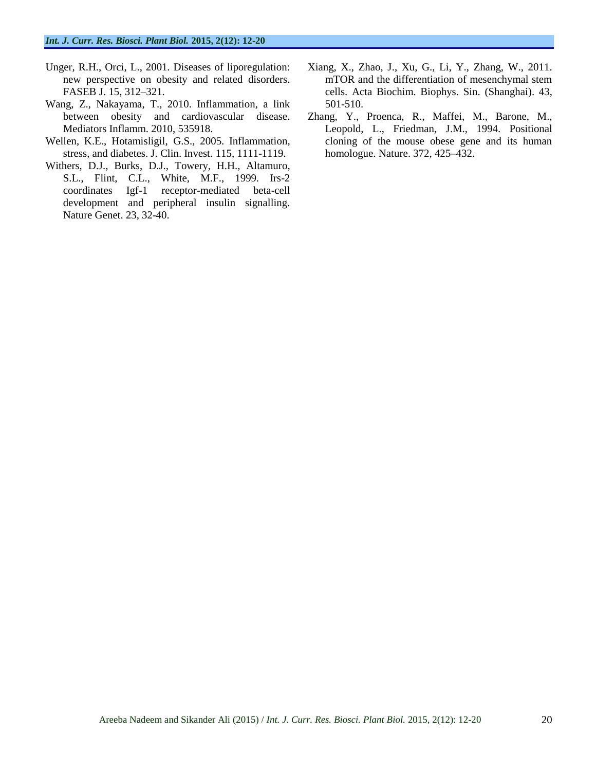Unger, R.H., Orci, L., 2001. Diseases of liporegulation: new perspective on obesity and related disorders. FASEB J. 15, 312–321.

Wang, Z., Nakayama, T., 2010. Inflammation, a link between obesity and cardiovascular disease. Mediators Inflamm. 2010, 535918.

Wellen, K.E., Hotamisligil, G.S., 2005. Inflammation, stress, and diabetes. J. Clin. Invest. 115, 1111-1119.

Withers, D.J., Burks, D.J., Towery, H.H., Altamuro, S.L., Flint, C.L., White, M.F., 1999. Irs-2 coordinates Igf-1 receptor-mediated beta-cell development and peripheral insulin signalling. Nature Genet. 23, 32-40.

Xiang, X., Zhao, J., Xu, G., Li, Y., Zhang, W., 2011. mTOR and the differentiation of mesenchymal stem cells. Acta Biochim. Biophys. Sin. (Shanghai). 43, 501-510.

Zhang, Y., Proenca, R., Maffei, M., Barone, M., Leopold, L., Friedman, J.M., 1994. Positional cloning of the mouse obese gene and its human homologue. Nature. 372, 425–432.